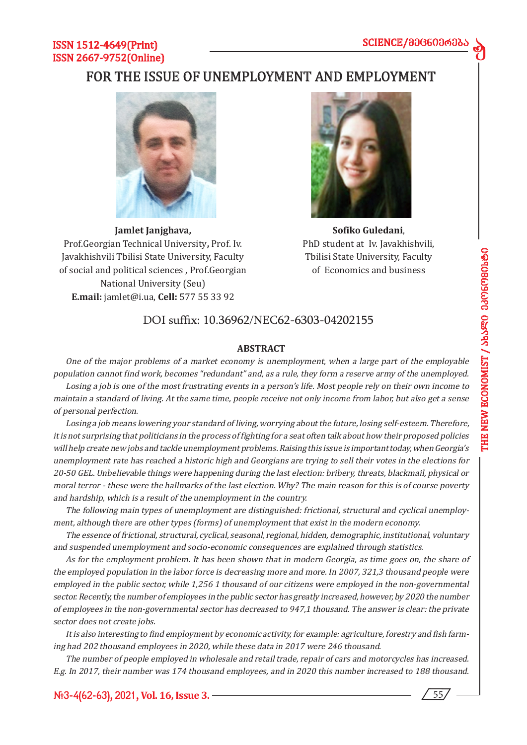ISSN 1512-4649(Print)
ISSN 2667-9752(Online)

# FOR THE ISSUE OF UNEMPLOYMENT AND EMPLOYMENT

**Jamlet Janjghava,**
Prof.Georgian Technical University**,** Prof. Iv. Javakhishvili Tbilisi State University, Faculty of social and political sciences , Prof.Georgian National University (Seu)
**E.mail:** jamlet@i.ua, **Cell:** 577 55 33 92

**Sofiko Guledani**,
PhD student at Iv. Javakhishvili, Tbilisi State University, Faculty of Economics and business

DOI suffix: 10.36962/NEC62-6303-04202155

## ABSTRACT

*One of the major problems of a market economy is unemployment, when a large part of the employable population cannot find work, becomes "redundant" and, as a rule, they form a reserve army of the unemployed.*

*Losing a job is one of the most frustrating events in a person's life. Most people rely on their own income to maintain a standard of living. At the same time, people receive not only income from labor, but also get a sense of personal perfection.*

*Losing a job means lowering your standard of living, worrying about the future, losing self-esteem. Therefore, it is not surprising that politicians in the process of fighting for a seat often talk about how their proposed policies will help create new jobs and tackle unemployment problems. Raising this issue is important today, when Georgia's unemployment rate has reached a historic high and Georgians are trying to sell their votes in the elections for 20-50 GEL. Unbelievable things were happening during the last election: bribery, threats, blackmail, physical or moral terror - these were the hallmarks of the last election. Why? The main reason for this is of course poverty and hardship, which is a result of the unemployment in the country.*

*The following main types of unemployment are distinguished: frictional, structural and cyclical unemployment, although there are other types (forms) of unemployment that exist in the modern economy.*

*The essence of frictional, structural, cyclical, seasonal, regional, hidden, demographic, institutional, voluntary and suspended unemployment and socio-economic consequences are explained through statistics.*

*As for the employment problem. It has been shown that in modern Georgia, as time goes on, the share of the employed population in the labor force is decreasing more and more. In 2007, 321,3 thousand people were employed in the public sector, while 1,256 1 thousand of our citizens were employed in the non-governmental sector. Recently, the number of employees in the public sector has greatly increased, however, by 2020 the number of employees in the non-governmental sector has decreased to 947,1 thousand. The answer is clear: the private sector does not create jobs.*

*It is also interesting to find employment by economic activity, for example: agriculture, forestry and fish farming had 202 thousand employees in 2020, while these data in 2017 were 246 thousand.*

*The number of people employed in wholesale and retail trade, repair of cars and motorcycles has increased. E.g. In 2017, their number was 174 thousand employees, and in 2020 this number increased to 188 thousand.*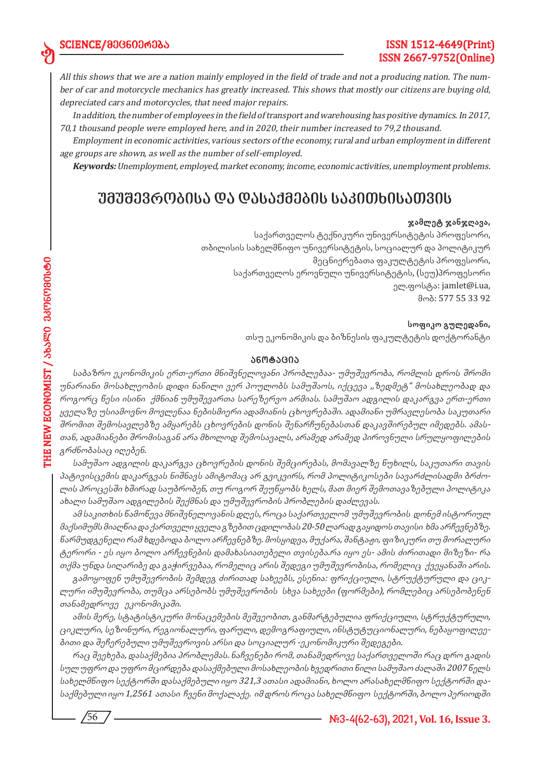*All this shows that we are a nation mainly employed in the field of trade and not a producing nation. The number of car and motorcycle mechanics has greatly increased. This shows that mostly our citizens are buying old, depreciated cars and motorcycles, that need major repairs.*

*In addition, the number of employees in the field of transport and warehousing has positive dynamics. In 2017, 70,1 thousand people were employed here, and in 2020, their number increased to 79,2 thousand.*

*Employment in economic activities, various sectors of the economy, rural and urban employment in different age groups are shown, as well as the number of self-employed.*

***Keywords:*** *Unemployment, employed, market economy, income, economic activities, unemployment problems.*

# უმუშევრობისა და დასაქმების საკითხისათვის

**ჯამლეტ ჯანჯღავა,**
საქართველოს ტექნიკური უნივერსიტეტის პროფესორი,
თბილისის სახელმწიფო უნივერსიტეტის, სოციალურ და პოლიტიკურ
მეცნიერებათა ფაკულტეტის პროფესორი,
საქართველოს ეროვნული უნივერსიტეტის, (სეუ)პროფესორი
ელ.ფოსტა: jamlet@i.ua,
მობ: 577 55 33 92

**სოფიკო გულედანი,**
თსუ ეკონომიკის და ბიზნესის ფაკულტეტის დოქტორანტი

## ანოტაცია

*საბაზრო ეკონომიკის ერთ-ერთი მნიშვნელოვანი პრობლემაა- უმუშევრობა, რომლის დროს შრომი უნარიანი მოსახლეობის დიდი ნაწილი ვერ პოულობს სამუშაოს, იქცევა „ზედმეტ" მოსახლეობად და როგორც წესი ისინი ქმნიან უმუშევართა სარეზერვო არმიას. სამუშაო ადგილის დაკარგვა ერთ-ერთი ყველაზე უსიამოვნო მოვლენაა ნებისმიერი ადამიანის ცხოვრებაში. ადამიანი უმრავლესობა საკუთარი შრომით შემოსავლებზე ამყარებს ცხოვრების დონის შენარჩუნებასთან დაკავშირებულ იმედებს. ამასთან, ადამიანები შრომისაგან არა მხოლოდ შემოსავალს, არამედ არამედ პიროვნული სრულყოფილების გრძნობასაც იღებენ.*

*სამუშაო ადგილის დაკარგვა ცხოვრების დონის შემცირებას, მომავალზე წუხილს, საკუთარი თავის პატივისცემის დაკარგვას ნიშნავს ამიტომაც არ გვიკვირს, რომ პოლიტიკოსები სავარძლისადმი ბრძოლის პროცესში ხშირად საუბრობენ, თუ როგორ შეუწყობს ხელს, მათ მიერ შემოთავაზებული პოლიტიკა ახალი სამუშაო ადგილების შექმნას და უმუშევრობის პრობლემის დაძლევას.*

*ამ საკითხის წამოწევა მნიშვნელოვანის დღეს, როცა საქართველომ უმუშევრობის დონემ ისტორიულ მაქსიმუმს მიაღწია და ქართველი ყველა გზებით ცდილობას 20-50 ლარად გაყიდოს თავისი ხმა არჩევნებზე. წარმუდგენელი რამ ხდებოდა ბოლო არჩევნებზე. მოსყიდვა, მუქარა, შანტაჟი, ფიზიკური თუ მორალური ტერორი - ეს იყო ბოლო არჩევნების დამახასიათებელი თვისება.რა იყო ეს- ამის ძირითადი მიზეზი- რა თქმა უნდა სიღარიბე და გაჭირვებაა, რომელიც არის შედეგი უმუშევრობისა, რომელიც ქვეყანაში არის.*

*გამოყოფენ უმუშევრობის შემდეგ ძირითად სახეებს, ესენია: ფრიქციული, სტრუქტურული და ციკლური იმუშევრობა, თუმცა არსებობს უმუშევრობის სხვა სახეები (ფორმები), რომლებიც არსებობენ თანამედროვე ეკონომიკაში.*

*ამის მერე, სტატისტიკური მონაცემების მეშვეობით, განმარტებულია ფრიქციული, სტრუქტურული, ციკლური, სეზონური, რეგიონალური, ფარული, დემოგრაფიული, ინსტუტუციონალური, ნებაყოფილეებითი და შეჩერებული უმუშევრობის არსი და სოციალურ -ეკონომიკური შედეგები.*

*რაც შეეხება, დასაქმებია პრობლემას. ნაჩვენები რომ, თანამედროვე საქართველოში რაც დრო გადის სულ უფრო და უფრო მცირდება დასაქმებული მოსახლეობის ხვედრითი წილი სამუშაო ძალაში 2007 წელს სახელმწიფო სექტორში დასაქმებული იყო 321,3 ათასი ადამიანი, ხოლო არასახელმწიფო სექტორში დასაქმებული იყო 1,2561 ათასი ჩვენი მოქალაქე. იმ დროს როცა სახელმწიფო სექტორში, ბოლო პერიოდში*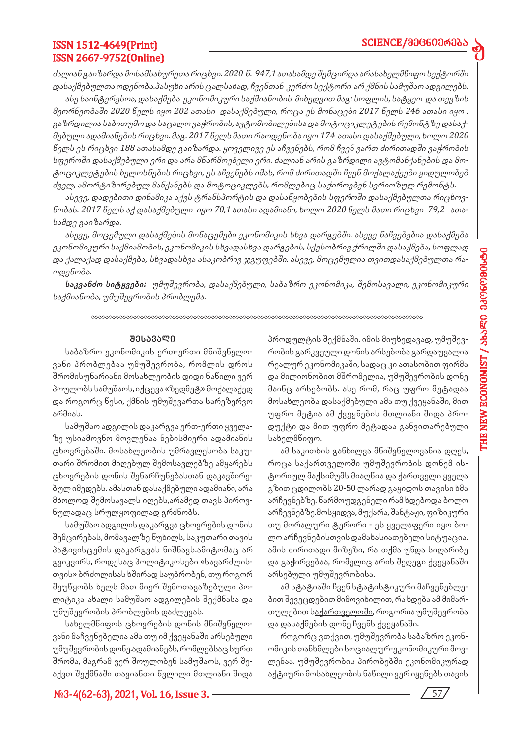*ძალიან გაიზარდა მოსამსახურეთა რიცხვი. 2020 წ. 947,1 ათასამდე შემცირდა არასახელმწიფო სექტორში დასაქმებულთა ოდენობა.პასუხი არის ცალსახად, ჩვენთან კერძო სექტორი არ ქმნის სამუშაო ადგილებს.*

*ასე საინტერესოა, დასაქმება ეკონომიკური საქმიანობის მიხედვით მაგ: სოფლის, სატყეო და თევზის მეორნეობაში 2020 წელს იყო 202 ათასი დასაქმებული, როცა ეს მონაცები 2017 წელს 246 ათასი იყო . გაზრდილია საბითუმო და საცალო ვაჭრობის, ავტომობილებისა და მოტოციკლეტების რემონტზე დასაქმებული ადამიანების რიცხვი. მაგ. 2017 წელს მათი რაოდენობა იყო 174 ათასი დასაქმებული, ხოლო 2020 წელს ეს რიცხვი 188 ათასამდე გაიზარდა. ყოველივე ეს აჩვენებს, რომ ჩვენ ვართ ძირითადში ვაჭრობის სფეროში დასაქმებული ერი და არა მწარმოებელი ერი. ძალიან არის გაზრდილი ავტომანქანების და მოტოციკლეტების ხელოსნების რიცხვი, ეს აჩვენებს იმას, რომ ძირითადში ჩვენ მოქალაქეები ყიდულობებ ძველ, ამორტიზირებულ მანქანებს და მოტოციკლებს, რომლებიც საჭიროებენ სერიოზულ რემონტს.*

*ასევე, დადებითი დინამიკა აქვს ტრანსპორტის და დასაწყობების სფეროში დასაქმებულთა რიცხოვნობას. 2017 წელს აქ დასაქმებული იყო 70,1 ათასი ადამიანი, ხოლო 2020 წელს მათი რიცხვი 79,2 ათასამდე გაიზარდა.*

*ასევე, მოცემული დასაქმების მონაცემები ეკონომიკის სხვა დარგებში. ასევე ნაჩვენებია დასაქმება ეკონომიკური საქმიამობის, ეკონომიკის სხვადასხვა დარგების, სქესობრივ ჭრილში დასაქმება, სოფლად და ქალაქად დასაქმება, სხვადასხვა ასაკობრივ ჯგუფებში. ასევე, მოცემულია თვითდასაქმებულთა რაოდენობა.*

***საკვანძო სიტყვები:*** *უმუშევრობა, დასაქმებული, საბაზრო ეკონომიკა, შემოსავალი, ეკონომიკური საქმიანობა, უმუშევრობის პრობლემა.*

## შესავალი

საბაზრო ეკონომიკის ერთ-ერთი მნიშვნელოვანი პრობლემაა უმუშევრობა, რომლის დროს შრომისუნარიანი მოსახლეობის დიდი ნაწილი ვერ პოულობს სამუშაოს, იქცევა «ზედმეტ» მოქალაქედ და როგორც წესი, ქმნის უმუშევართა სარეზერვო არმიას.

სამუშაო ადგილის დაკარგვა ერთ-ერთი ყველაზე უსიამოვნო მოვლენაა ნებისმიერი ადამიანის ცხოვრებაში. მოსახლეობის უმრავლესობა საკუთარი შრომით მიღებულ შემოსავლებზე ამყარებს ცხოვრების დონის შენარჩუნებასთან დაკავშირებულ იმედებს. ამასთან დასაქმებული ადამიანი, არა მხოლოდ შემოსავალს იღებს,არამედ თავს პიროვნულადაც სრულყოფილად გრძნობს.

სამუშაო ადგილის დაკარგვა ცხოვრების დონის შემცირებას, მომავალზე წუხილს, საკუთარი თავის პატივისცემის დაკარგვას ნიშნავს.ამიტომაც არ გვიკვირს, როდესაც პოლიტიკოსები «სავარძლისთვის» ბრძოლისას ხშირად საუბრობენ, თუ როგორ შეუწყობს ხელს მათ მიერ შემოთავაზებული პოლიტიკა ახალი სამუშაო ადგილების შექმნასა და უმუშევრობის პრობლემების დაძლევას.

სახელმწიფოს ცხოვრების დონის მნიშვნელოვანი მაჩვენებელია ამა თუ იმ ქვეყანაში არსებული უმუშევრობის დონე.ადამიანებს, რომლებსაც სურთ შრომა, მაგრამ ვერ შოულობენ სამუშაოს, ვერ შეაქვთ შექმნაში თავიანთი წვლილი მთლიანი შიდა პროდუქტის შექმნაში. იმის მიუხედავად, უმუშევრობის გარკვეული დონის არსებობა გარდაუვალია რეალურ ეკონომიკაში, სადაც კი ათასობით ფირმა და მილიონობით მშრომელია, უმუშევრობის დონე მაინც არსებობს. ასე რომ, რაც უფრო მეტადაა მოსახლეობა დასაქმებული ამა თუ ქვეყანაში, მით უფრო მეტია ამ ქვეყნების მთლიანი შიდა პროდუქტი და მით უფრო მეტადაა განვითარებული სახელმწიფო.

ამ საკითხის განხილვა მნიშვნელოვანია დღეს, როცა საქართველოში უმუშევრობის დონემ ისტორიულ მაქსიმუმს მიაღწია და ქართველი ყველა გზით ცდილობს 20-50 ლარად გაყიდოს თავისი ხმა არჩევნებზე. წარმოუდგენელი რამ ხდებოდა ბოლო არჩევნებზე.მოსყიდვა, მუქარა, შანტაჟი, ფიზიკური თუ მორალური ტერორი - ეს ყველაფერი იყო ბოლო არჩევნებისთვის დამახასიათებელი სიტუაცია. ამის ძირითადი მიზეზი, რა თქმა უნდა სიღარიბე და გაჭირვებაა, რომელიც არის შედეგი ქვეყანაში არსებული უმუშევრობისა.

ამ სტატიაში ჩვენ სტატისტიკური მაჩვენებლებით შევეცდებით მიმოვიხილოთ, რა ხდება ამ მიმართულებით საქართველოში, როგორია უმუშევრობა და დასაქმების დონე ჩვენს ქვეყანაში.

როგორც ვთქვით, უმუშევრობა საბაზრო ეკონომიკის თანხმლები სოციალურ-ეკონომიკური მოვლენაა. უმუშევრობის პირობებში ეკონომიკურად აქტიური მოსახლეობის ნაწილი ვერ იყენებს თავის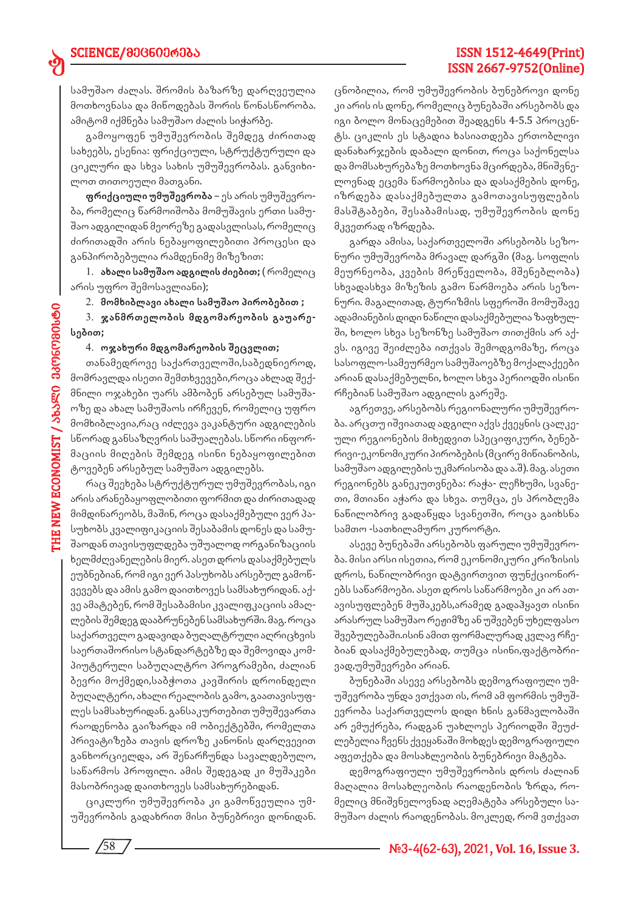სამუშაო ძალას. შრომის ბაზარზე დარღვეულია მოთხოვნასა და მიწოდებას შორის წონასწორობა. ამიტომ იქმნება სამუშაო ძალის სიჭარბე.

გამოყოფენ უმუშევრობის შემდეგ ძირითად სახეებს, ესენია: ფრიქციული, სტრუქტურული და ციკლური და სხვა სახის უმუშევრობას. განვიხილოთ თითოეული მათგანი.

**ფრიქციული უმუშევრობა** – ეს არის უმუშევრობა, რომელიც წარმოიშობა მომუშავის ერთი სამუშაო ადგილიდან მეორეზე გადასვლისას, რომელიც ძირითადში არის ნებაყოფილებითი პროცესი და განპირობებულია რამდენიმე მიზეზით:

1. **ახალი სამუშაო ადგილის ძიებით;** ( რომელიც არის უფრო შემოსავლიანი);
2. **მომხიბლავი ახალი სამუშაო პირობებით ;**
3. **ჯანმრთელობის მდგომარეობის გაუარესებით;**
4. **ოჯახური მდგომარეობის შეცვლით;**

თანამედროვე საქართველოში,საბედნიეროდ, მომრავლდა ისეთი შემთხვევები,როცა ახლად შექმნილი ოჯახები უარს ამბობენ არსებულ სამუშაოზე და ახალ სამუშაოს ირჩევენ, რომელიც უფრო მომხიბლავია,რაც იძლევა ვაკანტური ადგილების სწორად განსაზღვრის საშუალებას. სწორი ინფორმაციის მიღების შემდეგ ისინი ნებაყოფილებით ტოვებენ არსებულ სამუშაო ადგილებს.

რაც შეეხება სტრუქტურულ უმუშევრობას, იგი არის არანებაყოფლობითი ფორმით და ძირითადად მიმდინარეობს, მაშინ, როცა დასაქმებული ვერ პასუხობს კვალიფიკაციის შესაბამის დონეს და სამუშაოდან თავისუფლდება უშუალოდ ორგანიზაციის ხელმძღვანელების მიერ. ასეთ დროს დასაქმებულს ეუბნებიან, რომ იგი ვერ პასუხობს არსებულ გამოწვევებს და ამის გამო დაითხოვეს სამსახურიდან. აქვე ამატებენ, რომ შესაბამისი კვალიფიკაციის ამაღლების შემდეგ დააბრუნებენ სამსახურში. მაგ. როცა საქართველო გადავიდა ბუღალტრული აღრიცხვის საერთაშორისო სტანდარტებზე და შემოვიდა კომპიუტერული საბუღალტრო პროგრამები, ძალიან ბევრი მოქმედი,საბჭოთა კავშირის დროინდელი ბუღალტერი, ახალი რეალობის გამო, გაათავისუფლეს სამსახურიდან. განსაკუთრებით უმუშევართა რაოდენობა გაიზარდა იმ ობიექტებში, რომელთა პრივატიზება თავის დროზე კანონის დარღვევით განხორციელდა, არ შენარჩუნდა სავალდებულო, საწარმოს პროფილი. ამის შედეგად კი მუშაკები მასობრივად დაითხოვეს სამსახურებიდან.

ციკლური უმუშევრობა კი გამოწვეულია უმუშევრობის გადახრით მისი ბუნებრივი დონიდან. ცნობილია, რომ უმუშევრობის ბუნებრივი დონე კი არის ის დონე, რომელიც ბუნებაში არსებობს და იგი ბოლო მონაცემებით შეადგენს 4-5.5 პროცენტს. ციკლის ეს სტადია ხასიათდება ერთობლივი დანახარჯების დაბალი დონით, როცა საქონელსა და მომსახურებაზე მოთხოვნა მცირდება, მნიშვნელოვნად ეცემა წარმოებისა და დასაქმების დონე, იზრდება დასაქმებულთა გამოთავისუფლების მასშტაბები, შესაბამისად, უმუშევრობის დონე მკვეთრად იზრდება.

გარდა ამისა, საქართველოში არსებობს სეზონური უმუშევრობა მრავალ დარგში (მაგ. სოფლის მეურნეობა, კვების მრეწველობა, მშენებლობა) სხვადასხვა მიზეზის გამო წარმოება არის სეზონური. მაგალითად, ტურიზმის სფეროში მომუშავე ადამიანების დიდი ნაწილი დასაქმებულია ზაფხულში, ხოლო სხვა სეზონზე სამუშაო თითქმის არ აქვს. იგივე შეიძლება ითქვას შემოდგომაზე, როცა სასოფლო-სამეურნეო სამუშაოებზე მოქალაქეები არიან დასაქმებულნი, ხოლო სხვა პერიოდში ისინი რჩებიან სამუშაო ადგილის გარეშე.

აგრეთვე, არსებობს რეგიონალური უმუშევრობა. არცთუ იშვიათად ადგილი აქვს ქვეყნის ცალკეული რეგიონების მიხედვით სპეციფიკური, ბუნებრივი-ეკონომიკური პირობების (მცირე მიწიანობის, სამუშაო ადგილების უკმარისობა და ა.შ). მაგ. ასეთი რეგიონებს განეკუთვნება: რაჭა- ლეჩხუმი, სვანეთი, მთიანი აჭარა და სხვა. თუმცა, ეს პრობლემა ნაწილობრივ გადაწყდა სვანეთში, როცა გაიხსნა სამთო -სათხილამურო კურორტი.

ასევე ბუნებაში არსებობს ფარული უმუშევრობა. მისი არსი ისეთია, რომ ეკონომიკური კრიზისის დროს, ნაწილობრივი დატვირთვით ფუნქციონირებს საწარმოები. ასეთ დროს საწარმოები კი არ ათავისუფლებენ მუშაკებს,არამედ გადაჰყავთ ისინი არასრულ სამუშაო რეჟიმზე ან უშვებენ უხელფასო შვებულებაში.ისინ ამით ფორმალურად კვლავ რჩებიან დასაქმებულებად, თუმცა ისინი,ფაქტობრივად,უმუშევრები არიან.

ბუნებაში ასევე არსებობს დემოგრაფიული უმუშევრობა უნდა ვთქვათ ის, რომ ამ ფორმის უმუშევრობა საქართველოს დიდი ხნის განმავლობაში არ ემუქრება, რადგან უახლოეს პერიოდში შეუძლებელია ჩვენს ქვეყანაში მოხდეს დემოგრაფიული აფეთქება და მოსახლეობის ბუნებრივი მატება.

დემოგრაფიული უმუშევრობის დროს ძალიან მაღალია მოსახლეობის რაოდენობის ზრდა, რომელიც მნიშვნელოვნად აღემატება არსებული სამუშაო ძალის რაოდენობას. მოკლედ, რომ ვთქვათ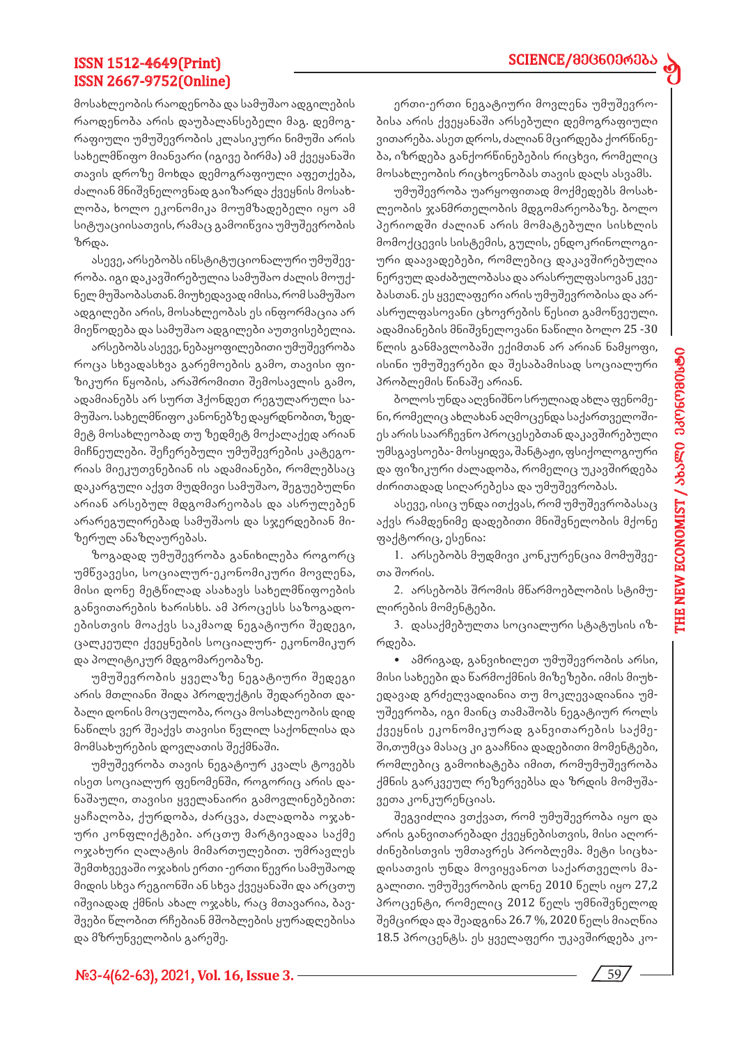მოსახლეობის რაოდენობა და სამუშაო ადგილების რაოდენობა არის დაუბალანსებელი მაგ. დემოგრაფიული უმუშევრობის კლასიკური ნიმუში არის სახელმწიფო მიანვარი (იგივე ბირმა) ამ ქვეყანაში თავის დროზე მოხდა დემოგრაფიული აფეთქება, ძალიან მნიშვნელოვნად გაიზარდა ქვეყნის მოსახლობა, ხოლო ეკონომიკა მოუმზადებელი იყო ამ სიტუაციისათვის, რამაც გამოიწვია უმუშევრობის ზრდა.

ასევე, არსებობს ინსტიტუციონალური უმუშევრობა. იგი დაკავშირებულია სამუშაო ძალის მოუქნელ მუშაობასთან. მიუხედავად იმისა, რომ სამუშაო ადგილები არის, მოსახლეობას ეს ინფორმაცია არ მიეწოდება და სამუშაო ადგილები აუთვისებელია.

არსებობს ასევე, ნებაყოფილებითი უმუშევრობა როცა სხვადასხვა გარემოების გამო, თავისი ფიზიკური წყობის, არაშრომითი შემოსავლის გამო, ადამიანებს არ სურთ ჰქონდეთ რეგულარული სამუშაო. სახელმწიფო კანონებზე დაყრდნობით, ზედმეტ მოსახლეობად თუ ზედმეტ მოქალაქედ არიან მიჩნეულები. შეჩერებული უმუშევრობის კატეგორიას მიეკუთვნებიან ის ადამიანები, რომლებსაც დაკარგული აქვთ მუდმივი სამუშაო, შეგუებულნი არიან არსებულ მდგომარეობას და ასრულებენ არარეგულირებად სამუშაოს და სჯერდებიან მიზერულ ანაზღაურებას.

ზოგადად უმუშევრობა განიხილება როგორც უმწვავესი, სოციალურ-ეკონომიკური მოვლენა, მისი დონე მეტწილად ასახავს სახელმწიფოების განვითარების ხარისხს. ამ პროცესს საზოგადოებისთვის მოაქვს საკმაოდ ნეგატიური შედეგი, ცალკეული ქვეყნების სოციალურ- ეკონომიკურ და პოლიტიკურ მდგომარეობაზე.

უმუშევრობის ყველაზე ნეგატიური შედეგი არის მთლიანი შიდა პროდუქტის შედარებით დაბალი დონის მოცულობა, როცა მოსახლეობის დიდ ნაწილს ვერ შეაქვს თავისი წვლილ საქონლისა და მომსახურების დოვლათის შექმნაში.

უმუშევრობა თავის ნეგატიურ კვალს ტოვებს ისეთ სოციალურ ფენომენში, როგორიც არის დანაშაული, თავისი ყველანაირი გამოვლინებებით: ყაჩაღობა, ქურდობა, ძარცვა, ძალადობა ოჯახური კონფლიქტები. არცთუ მარტივადაა საქმე ოჯახური ღალატის მიმართულებით. უმრავლეს შემთხვევაში ოჯახის ერთი -ერთი წევრი სამუშაოდ მიდის სხვა რეგიონში ან სხვა ქვეყანაში და არცთუ იშვიადად ქმნის ახალ ოჯახს, რაც მთავარია, ბავშვები წლობით რჩებიან მშობლების ყურადღებისა და მზრუნველობის გარეშე.

ერთი-ერთი ნეგატიური მოვლენა უმუშევრობისა არის ქვეყანაში არსებული დემოგრაფიული ვითარება. ასეთ დროს, ძალიან მცირდება ქორწინება, იზრდება განქორწინებების რიცხვი, რომელიც მოსახლეობის რიცხოვნობას თავის დაღს ასვამს.

უმუშევრობა უარყოფითად მოქმედებს მოსახლეობის ჯანმრთელობის მდგომარეობაზე. ბოლო პერიოდში ძალიან არის მომატებული სისხლის მიმოქცევის სისტემის, გულის, ენდოკრინოლოგიური დაავადებები, რომლებიც დაკავშირებულია ნერვულ დაძაბულობასა და არასრულფასოვან კვებასთან. ეს ყველაფერი არის უმუშევრობისა და არასრულფასოვანი ცხოვრების წესით გამოწვეული. ადამიანების მნიშვნელოვანი ნაწილი ბოლო 25 -30 წლის განმავლობაში ექიმთან არ არიან ნამყოფი, ისინი უმუშევრები და შესაბამისად სოციალური პრობლემის წინაშე არიან.

ბოლოს უნდა აღვნიშნო სრულიად ახლა ფენომენი, რომელიც ახლახან აღმოცენდა საქართველოშიეს არის საარჩევნო პროცესებთან დაკავშირებული უმსგავსოება- მოსყიდვა, შანტაჟი, ფსიქოლოგიური და ფიზიკური ძალადობა, რომელიც უკავშირდება ძირითადად სიღარებესა და უმუშევრობას.

ასევე, ისიც უნდა ითქვას, რომ უმუშევრობასაც აქვს რამდენიმე დადებითი მნიშვნელობის მქონე ფაქტორიც, ესენია:

1. არსებობს მუდმივი კონკურენცია მომუშვეთა შორის.
2. არსებობს შრომის მწარმოებლობის სტიმულირების მომენტები.
3. დასაქმებულთა სოციალური სტატუსის იზრდება.

- ამრიგად, განვიხილეთ უმუშევრობის არსი, მისი სახეები და წარმოქმნის მიზეზები. იმის მიუხედავად გრძელვადიანია თუ მოკლევადიანია უმუშევრობა, იგი მაინც თამაშობს ნეგატიურ როლს ქვეყნის ეკონომიკურად განვითარების საქმეში,თუმცა მასაც კი გააჩნია დადებითი მომენტები, რომლებიც გამოიხატება იმით, რომუმუშევრობა ქმნის გარკვეულ რეზერვებსა და ზრდის მომუშავეთა კონკურენციას.

შეგვიძლია ვთქვათ, რომ უმუშევრობა იყო და არის განვითარებადი ქვეყნებისთვის, მისი აღმოძინებისთვის უმთავრეს პრობლემა. მეტი სიცხადისათვის უნდა მოვიყვანოთ საქართველოს მაგალითი. უმუშევრობის დონე 2010 წელს იყო 27,2 პროცენტი, რომელიც 2012 წელს უმნიშვნელოდ შემცირდა და შეადგინა 26.7 %, 2020 წელს მიაღწია 18.5 პროცენტს. ეს ყველაფერი უკავშირდება კო-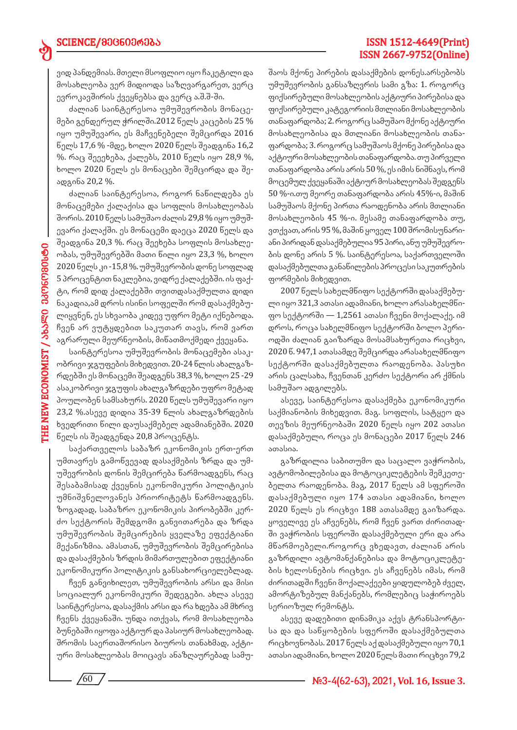ვიდ პანდემიას. მთელი მსოფლიო იყო ჩაკეტილი და მოსახლეობა ვერ მიდიოდა საზღვარგარეთ, ვერც ევროკავშირის ქვეყნებსა და ვერც ა.შ.შ-ში.

ძალიან საინტერესოა უმუშევრობის მონაცემები გენდერულ ჭრილში.2012 წელს კაცების 25 % იყო უმუშევარი, ეს მაჩვენებელი შემცირდა 2016 წელს 17,6 % -მდე, ხოლო 2020 წელს შეადგინა 16,2 %. რაც შეეხება, ქალებს, 2010 წელს იყო 28,9 %, ხოლო 2020 წელს ეს მონაცები შემცირდა და შეადგინა 20,2 %.

ძალიან საინტერესოა, როგორ ნაწილდება ეს მონაცემები ქალაქისა და სოფლის მოსახლეობას შორის. 2010 წელს სამუშაო ძალის 29,8 % იყო უმუშევარი ქალაქში. ეს მონაცემი დაეცა 2020 წელს და შეადგინა 20,3 %. რაც შეეხება სოფლის მოსახლეობას, უმუშევრებში მათი წილი იყო 23,3 %, ხოლო 2020 წელს კი -15,8 %. უმუშევრობის დონე სოფლად 5 პროცენტით ნაკლებია, ვიდრე ქალაქებში. ის ფაქტი, რომ დიდ ქალაქებში თვითდასაქმულთა დიდი ნაკადია,ამ დროს ისინი სოფელში რომ დასაქმებულიყვნენ, ეს სხვაობა კიდევ უფრო მეტი იქნებოდა. ჩვენ არ ვუტყდებით საკუთარ თავს, რომ ვართ აგრარული მეურნეობის, მიწათმოქმედი ქვეყანა.

საინტერესოა უმუშევრობის მონაცემები ასაკობრივი ჯგუფების მიხედვით. 20-24 წლის ახალგაზრდებში ეს მონაცემი შეადგენს 38,3 %, ხოლო 25 -29 ასაკობრივი ჯგუფის ახალგაზრდები უფრო მეტად პოულობენ სამსახურს. 2020 წელს უმუშევარი იყო 23,2 %.ასევე დიდია 35-39 წლის ახალგაზრდების ხვედრითი წილი დაუსაქმებელ ადამიანებში. 2020 წელს ის შეადგენდა 20,8 პროცენტს.

საქართველოს საბაზრ ეკონომიკის ერთ-ერთ უმთავრეს გამოწვევად დასაქმების ზრდა და უმუშევრობის დონის შემცირება წარმოადგენს, რაც შესაბამისად ქვეყნის ეკონომიკური პოლიტიკის უმნიშვნელოვანეს პრიორიტეტს წარმოადგენს. ზოგადად, საბაზრო ეკონომიკის პირობებში კერძო სექტორის შემდგომი განვითარება და ზრდა უმუშევრობის შემცირების ყველაზე ეფექტიანი მექანიზმია. ამასთან, უმუშევრობის შემცირებისა და დასაქმების ზრდის მიმართულებით ეფექტიანი ეკონომიკური პოლიტიკის განსახორციელებლად.

ჩვენ განვიხილეთ, უმუშევრობის არსი და მისი სოციალურ ეკონომიკური შედეგები. ახლა ასევე საინტერესოა, დასაქმის არსი და რა ხდება ამ მხრივ ჩვენს ქვეყანაში. უნდა ითქვას, რომ მოსახლეობა ბუნებაში იყოფა აქტიურ და პასიურ მოსახლეობად. შრომის საერთაშორისო ბიუროს თანახმად, აქტიური მოსახლეობა მოიცავს ანაზღაურებად სამუშაოს მქონე პირების დასაქმების დონეს.არსებობს უმუშევრობის განსაზღვრის სამი გზა: 1. როგორც ფიქსირებული მოსახლეობის აქტიური პირებისა და ფიქსირებული კატეგორიის მთლიანი მოსახლეობის თანაფარდობა; 2. როგორც სამუშაო მქონე აქტიური მოსახლეობისა და მთლიანი მოსახლეობის თანაფარდობა; 3. როგორც სამუშაოს მქონე პირებისა და აქტიური მოსახლეობის თანაფარდობა. თუ პირველი თანაფარდობა არის არის 50 %, ეს იმის ნიშნავს, რომ მოცემულ ქვეყანაში აქტიურ მოსახლეობას შეადგენს 50 %-ი.თუ მეორე თანაფარდობა არის 45%-ი, მაშინ სამუშაოს მქონე პირთა რაოდენობა არის მთლიანი მოსახლეობის 45 %-ი. მესამე თანაფარდობა თუ, ვთქვათ, არის 95 %, მაშინ ყოველ 100 შრომისუნარიანი პირიდან დასაქმებულია 95 პირი, ანუ უმუშევრობის დონე არის 5 %. საინტერესოა, საქართველოში დასაქმებულთა განაწილების პროცესი საკუთრების ფორმების მიხედვით.

2007 წელს სახელმწიფო სექტორში დასაქმებული იყო 321,3 ათასი ადამიანი, ხოლო არასახელმწიფო სექტორში — 1,2561 ათასი ჩვენი მოქალაქე. იმ დროს, როცა სახელმწიფო სექტორში ბოლო პერიოდში ძალიან გაიზარდა მოსამსახურეთა რიცხვი, 2020 წ. 947,1 ათასამდე შემცირდა არასახელმწიფო სექტორში დასაქმებულთა რაოდენობა. პასუხი არის ცალსახა, ჩვენთან კერძო სექტორი არ ქმნის სამუშაო ადგილებს.

ასევე, საინტერესოა დასაქმება ეკონომიკური საქმიანობის მიხედვით. მაგ. სოფლის, სატყეო და თევზის მეურნეობაში 2020 წელს იყო 202 ათასი დასაქმებული, როცა ეს მონაცემი 2017 წელს 246 ათასია.

გაზრდილია საბითუმო და საცალო ვაჭრობის, ავტომობილებისა და მოტოციკლეტების შემკეთებელთა რაოდენობა. მაგ, 2017 წელს ამ სფეროში დასაქმებული იყო 174 ათასი ადამიანი, ხოლო 2020 წელს ეს რიცხვი 188 ათასამდე გაიზარდა. ყოველივე ეს აჩვენებს, რომ ჩვენ ვართ ძირითადში ვაჭრობის სფეროში დასაქმებული ერი და არა მწარმოებელი.როგორც ვხედავთ, ძალიან არის გაზრდილი ავტომანქანებისა და მოტოციკლეტების ხელოსნების რიცხვი. ეს აჩვენებს იმას, რომ ძირითადში ჩვენი მოქალაქეები ყიდულობებ ძველ, ამორტიზებულ მანქანებს, რომლებიც საჭიროებს სერიოზულ რემონტს.

ასევე დადებითი დინამიკა აქვს ტრანსპორტისა და და საწყობების სფეროში დასაქმებულთა რიცხოვნობას. 2017 წელს აქ დასაქმებული იყო 70,1 ათასი ადამიანი, ხოლო 2020 წელს მათი რიცხვი 79,2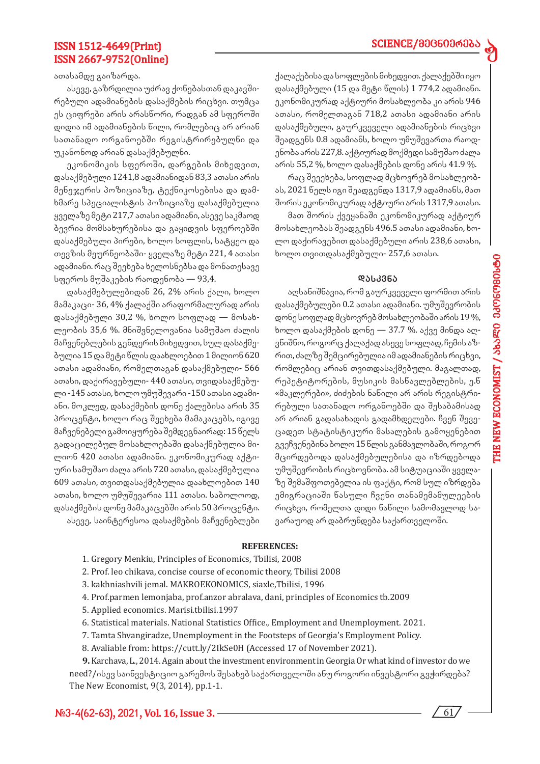ათასამდე გაიზარდა.

ასევე, გაზრდილია უძრავ ქონებასთან დაკავშირებული ადამიანების დასაქმების რიცხვი. თუმცა ეს ციფრები არის არასწორი, რადგან ამ სფეროში დიდია იმ ადამიანების წილი, რომლებიც არ არიან სათანადო ორგანოებში რეგისტრირებულნი და უკანონოდ არიან დასაქმებულნი.

ეკონომიკის სფეროში, დარგების მიხედვით, დასაქმებული 1241,8 ადამიანიდან 83,3 ათასი არის მენეჯერის პოზიციაზე, ტექნიკოსებისა და დამხმარე სპეციალისტის პოზიციაზე დასაქმებულია ყველაზე მეტი 217,7 ათასი ადამიანი, ასევე საკმაოდ ბევრია მომსახურებისა და გაყიდვის სფეროებში დასაქმებული პირები, ხოლო სოფლის, სატყეო და თევზის მეურნეობაში- ყველაზე მეტი 221, 4 ათასი ადამიანი. რაც შეეხება ხელოსნებსა და მონათესავე სფეროს მუშაკების რაოდენობა — 93,4.

დასაქმებულებიდან 26, 2% არის ქალი, ხოლო მამაკაცი- 36, 4% ქალაქში არაფორმალურად არის დასაქმებული 30,2 %, ხოლო სოფლად — მოსახლეობის 35,6 %. მნიშვნელოვანია სამუშაო ძალის მაჩვენებლების გენდერის მიხედვით, სულ დასაქმებულია 15 და მეტი წლის დაახლოებით 1 მილიონ 620 ათასი ადამიანი, რომელთაგან დასაქმებული- 566 ათასი, დაქირავებული- 440 ათასი, თვიდასაქმებული -145 ათასი, ხოლო უმუშევარი -150 ათასი ადამიანი. მოკლედ, დასაქმების დონე ქალებისა არის 35 პროცენტი, ხოლო რაც შეეხება მამაკაცებს, იგივე მაჩვენებელი გამოიყურება შემდეგნაირად: 15 წელს გადაცილებულ მოსახლეობაში დასაქმებულია მილიონ 420 ათასი ადამიანი. ეკონომიკურად აქტიური სამუშაო ძალა არის 720 ათასი, დასაქმებულია 609 ათასი, თვითდასაქმებულია დაახლოებით 140 ათასი, ხოლო უმუშევარია 111 ათასი. საბოლოოდ, დასაქმების დონე მამაკაცებში არის 50 პროცენტი.

ასევე, საინტერესოა დასაქმების მაჩვენებლები ქალაქებისა და სოფლების მიხედვით. ქალაქებში იყო დასაქმებული (15 და მეტი წლის) 1 774,2 ადამიანი. ეკონომიკურად აქტიური მოსახლეობა კი არის 946 ათასი, რომელთაგან 718,2 ათასი ადამიანი არის დასაქმებული, გაურკვეველი ადამიანების რიცხვი შეადგენს 0.8 ადამიანს, ხოლო უმუშევართა რაოდენობა არის 227,8. აქტიურად მოქმედი სამუშაო ძალა არის 55,2 %, ხოლო დასაქმების დონე არის 41.9 %.

რაც შეეხება, სოფლად მცხოვრებ მოსახლეობას, 2021 წელს იგი შეადგენდა 1317,9 ადამიანს, მათ შორის ეკონომიკურად აქტიური არის 1317,9 ათასი.

მათ შორის ქვეყანაში ეკონომიკურად აქტიურ მოსახლეობას შეადგენს 496.5 ათასი ადამიანი, ხოლო დაქირავებით დასაქმებული არის 238,6 ათასი, ხოლო თვითდასაქმებული- 257,6 ათასი.

## დასკვნა

აღსანიშნავია, რომ გაურკვეველი ფორმით არის დასაქმებულები 0.2 ათასი ადამიანი. უმუშევრობის დონე სოფლად მცხოვრებ მოსახლეობაში არის 19 %, ხოლო დასაქმების დონე — 37.7 %. აქვე მინდა აღვნიშნო, როგორც ქალაქად ასევე სოფლად, ჩემის აზრით, ძალზე შემცირებულია იმ ადამიანების რიცხვი, რომლებიც არიან თვითდასაქმებული. მაგალითად, რეპეტიტორების, მუსიკის მასწავლებლების, ე.წ «მაკლერები», ძიძების ნაწილი არ არის რეგისტრირებული სათანადო ორგანოებში და შესაბამისად არ არიან გადასახადის გადამხდელები. ჩვენ შევეცადეთ სტატისტიკური მასალების გამოყენებით გვეჩვენებინა ბოლო 15 წლის განმავლობაში, როგორ მცირდებოდა დასაქმებულებისა და იზრდებოდა უმუშევრობის რიცხოვნობა. ამ სიტუაციაში ყველაზე შემაშფოთებელია ის ფაქტი, რომ სულ იზრდება ემიგრაციაში წასული ჩვენი თანამემამულეების რიცხვი, რომელთა დიდი ნაწილი სამომავლოდ სავარაუდოდ არ დაბრუნდება საქართველოში.

## REFERENCES:

1. Gregory Menkiu, Principles of Economics, Tbilisi, 2008
2. Prof. leo chikava, concise course of economic theory, Tbilisi 2008
3. kakhniashvili jemal. MAKROEKONOMICS, siaxle,Tbilisi, 1996
4. Prof.parmen lemonjaba, prof.anzor abralava, dani, principles of Economics tb.2009
5. Applied economics. Marisi.tbilisi.1997
6. Statistical materials. National Statistics Office., Employment and Unemployment. 2021.
7. Tamta Shvangiradze, Unemployment in the Footsteps of Georgia's Employment Policy.
8. Avaliable from: https://cutt.ly/2IkSe0H (Accessed 17 of November 2021).
9. Karchava, L., 2014. Again about the investment environment in Georgia Or what kind of investor do we need?/ისევ საინვესტიციო გარემოს შესახებ საქართველოში ანუ როგორი ინვესტორი გვჭირდება? The New Economist, 9(3, 2014), pp.1-1.